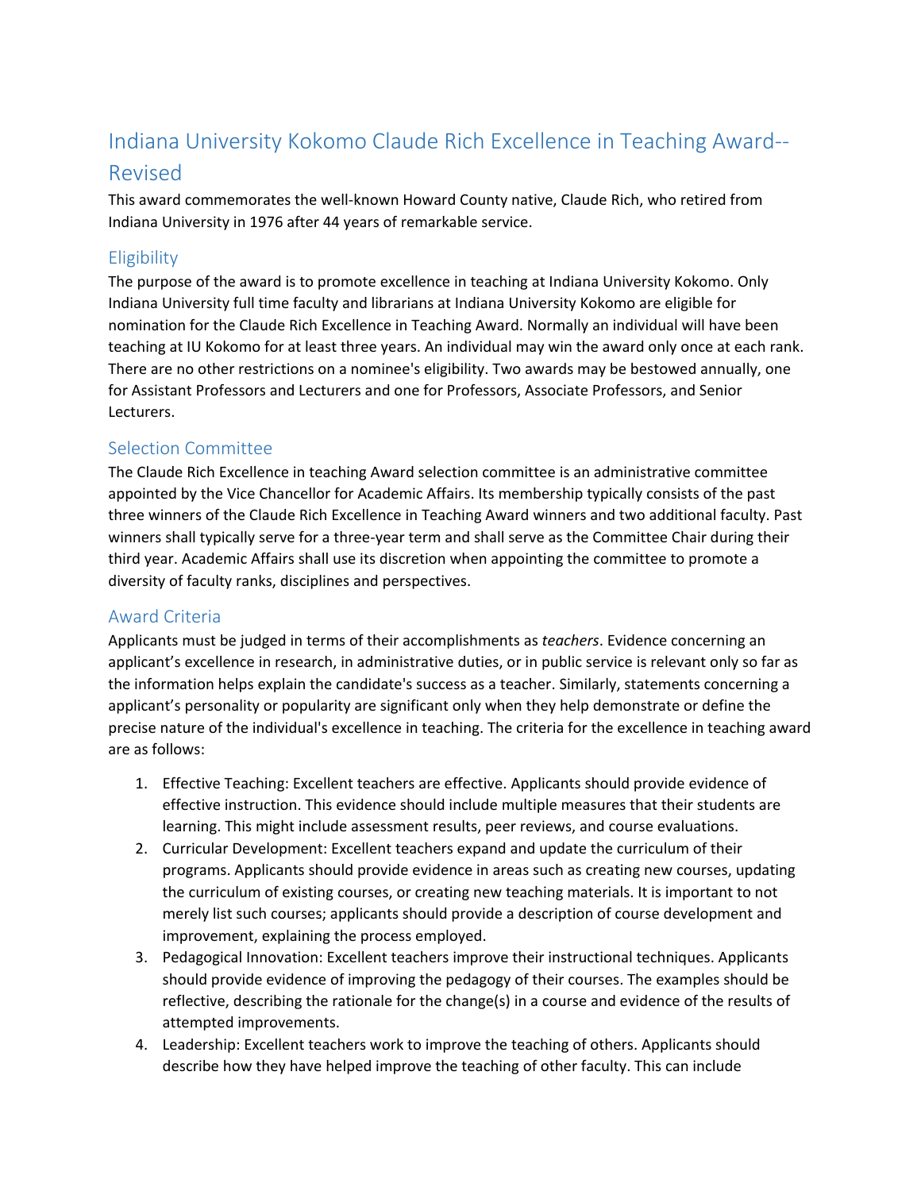# Indiana University Kokomo Claude Rich Excellence in Teaching Award--Revised

This award commemorates the well-known Howard County native, Claude Rich, who retired from Indiana University in 1976 after 44 years of remarkable service.

## Eligibility

The purpose of the award is to promote excellence in teaching at Indiana University Kokomo. Only Indiana University full time faculty and librarians at Indiana University Kokomo are eligible for nomination for the Claude Rich Excellence in Teaching Award. Normally an individual will have been teaching at IU Kokomo for at least three years. An individual may win the award only once at each rank. There are no other restrictions on a nominee's eligibility. Two awards may be bestowed annually, one for Assistant Professors and Lecturers and one for Professors, Associate Professors, and Senior Lecturers.

## Selection Committee

The Claude Rich Excellence in teaching Award selection committee is an administrative committee appointed by the Vice Chancellor for Academic Affairs. Its membership typically consists of the past three winners of the Claude Rich Excellence in Teaching Award winners and two additional faculty. Past winners shall typically serve for a three-year term and shall serve as the Committee Chair during their third year. Academic Affairs shall use its discretion when appointing the committee to promote a diversity of faculty ranks, disciplines and perspectives.

## Award Criteria

Applicants must be judged in terms of their accomplishments as *teachers*. Evidence concerning an applicant's excellence in research, in administrative duties, or in public service is relevant only so far as the information helps explain the candidate's success as a teacher. Similarly, statements concerning a applicant's personality or popularity are significant only when they help demonstrate or define the precise nature of the individual's excellence in teaching. The criteria for the excellence in teaching award are as follows:

1. Effective Teaching: Excellent teachers are effective. Applicants should provide evidence of effective instruction. This evidence should include multiple measures that their students are learning. This might include assessment results, peer reviews, and course evaluations.
2. Curricular Development: Excellent teachers expand and update the curriculum of their programs. Applicants should provide evidence in areas such as creating new courses, updating the curriculum of existing courses, or creating new teaching materials. It is important to not merely list such courses; applicants should provide a description of course development and improvement, explaining the process employed.
3. Pedagogical Innovation: Excellent teachers improve their instructional techniques. Applicants should provide evidence of improving the pedagogy of their courses. The examples should be reflective, describing the rationale for the change(s) in a course and evidence of the results of attempted improvements.
4. Leadership: Excellent teachers work to improve the teaching of others. Applicants should describe how they have helped improve the teaching of other faculty. This can include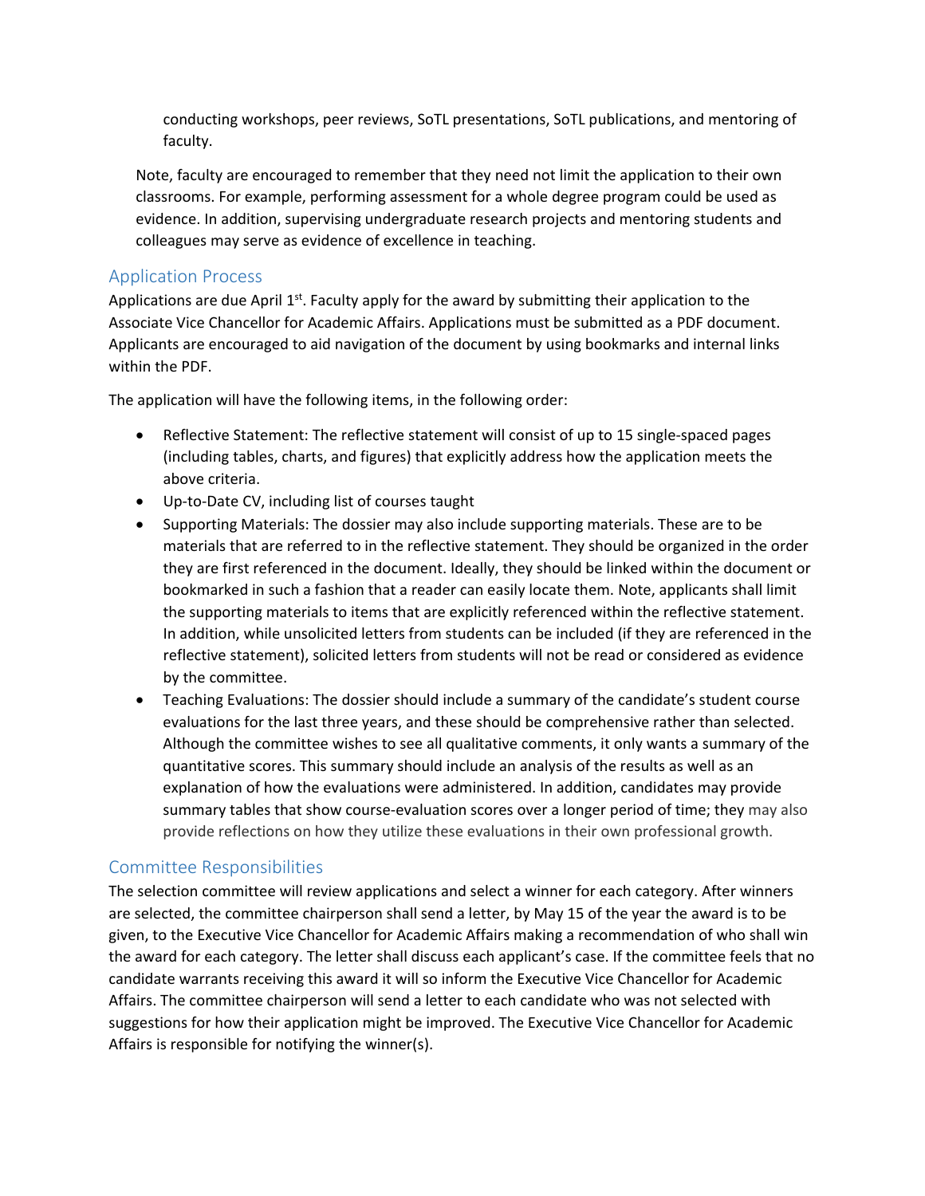conducting workshops, peer reviews, SoTL presentations, SoTL publications, and mentoring of faculty.

Note, faculty are encouraged to remember that they need not limit the application to their own classrooms. For example, performing assessment for a whole degree program could be used as evidence. In addition, supervising undergraduate research projects and mentoring students and colleagues may serve as evidence of excellence in teaching.

## Application Process

Applications are due April 1st. Faculty apply for the award by submitting their application to the Associate Vice Chancellor for Academic Affairs. Applications must be submitted as a PDF document. Applicants are encouraged to aid navigation of the document by using bookmarks and internal links within the PDF.

The application will have the following items, in the following order:

- Reflective Statement: The reflective statement will consist of up to 15 single-spaced pages (including tables, charts, and figures) that explicitly address how the application meets the above criteria.
- Up-to-Date CV, including list of courses taught
- Supporting Materials: The dossier may also include supporting materials. These are to be materials that are referred to in the reflective statement. They should be organized in the order they are first referenced in the document. Ideally, they should be linked within the document or bookmarked in such a fashion that a reader can easily locate them. Note, applicants shall limit the supporting materials to items that are explicitly referenced within the reflective statement. In addition, while unsolicited letters from students can be included (if they are referenced in the reflective statement), solicited letters from students will not be read or considered as evidence by the committee.
- Teaching Evaluations: The dossier should include a summary of the candidate's student course evaluations for the last three years, and these should be comprehensive rather than selected. Although the committee wishes to see all qualitative comments, it only wants a summary of the quantitative scores. This summary should include an analysis of the results as well as an explanation of how the evaluations were administered. In addition, candidates may provide summary tables that show course-evaluation scores over a longer period of time; they may also provide reflections on how they utilize these evaluations in their own professional growth.

## Committee Responsibilities

The selection committee will review applications and select a winner for each category. After winners are selected, the committee chairperson shall send a letter, by May 15 of the year the award is to be given, to the Executive Vice Chancellor for Academic Affairs making a recommendation of who shall win the award for each category. The letter shall discuss each applicant's case. If the committee feels that no candidate warrants receiving this award it will so inform the Executive Vice Chancellor for Academic Affairs. The committee chairperson will send a letter to each candidate who was not selected with suggestions for how their application might be improved. The Executive Vice Chancellor for Academic Affairs is responsible for notifying the winner(s).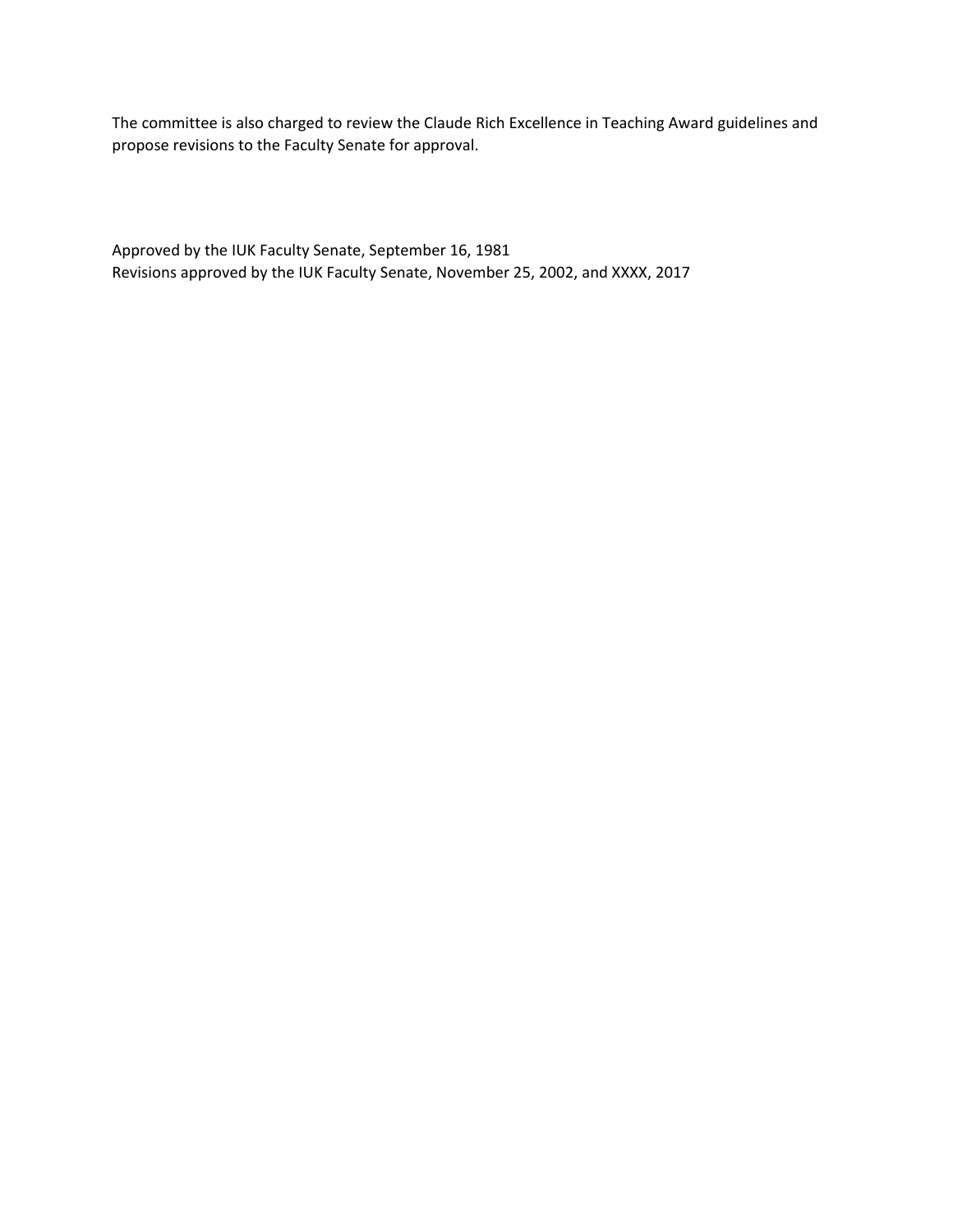The committee is also charged to review the Claude Rich Excellence in Teaching Award guidelines and propose revisions to the Faculty Senate for approval.

Approved by the IUK Faculty Senate, September 16, 1981
Revisions approved by the IUK Faculty Senate, November 25, 2002, and XXXX, 2017